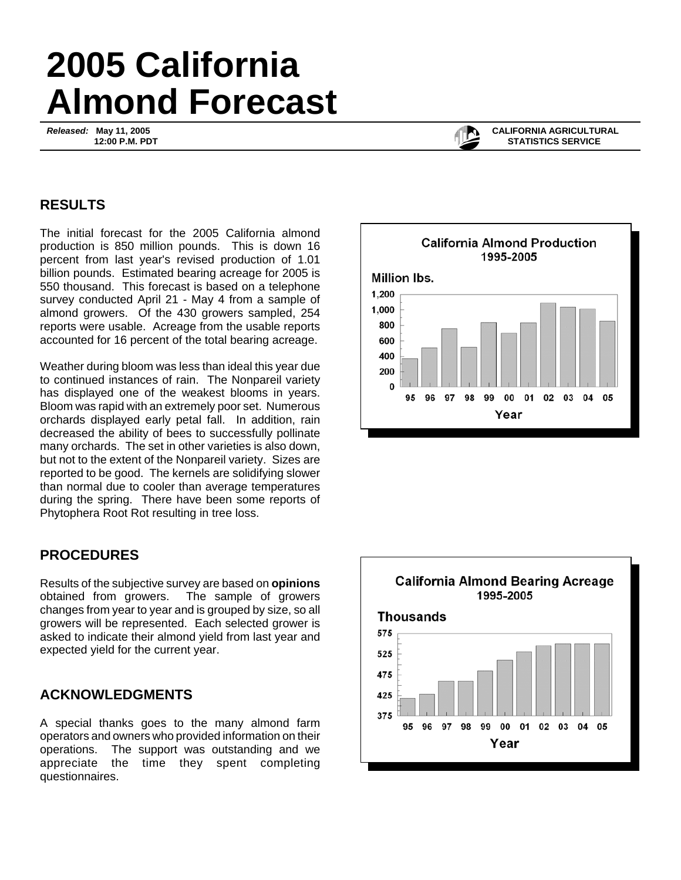# 2005 California Almond Forecast

***Released:*** **May 11, 2005**
**12:00 P.M. PDT**

**CALIFORNIA AGRICULTURAL STATISTICS SERVICE**

## RESULTS

The initial forecast for the 2005 California almond production is 850 million pounds. This is down 16 percent from last year's revised production of 1.01 billion pounds. Estimated bearing acreage for 2005 is 550 thousand. This forecast is based on a telephone survey conducted April 21 - May 4 from a sample of almond growers. Of the 430 growers sampled, 254 reports were usable. Acreage from the usable reports accounted for 16 percent of the total bearing acreage.

Weather during bloom was less than ideal this year due to continued instances of rain. The Nonpareil variety has displayed one of the weakest blooms in years. Bloom was rapid with an extremely poor set. Numerous orchards displayed early petal fall. In addition, rain decreased the ability of bees to successfully pollinate many orchards. The set in other varieties is also down, but not to the extent of the Nonpareil variety. Sizes are reported to be good. The kernels are solidifying slower than normal due to cooler than average temperatures during the spring. There have been some reports of Phytophera Root Rot resulting in tree loss.

**California Almond Production 1995-2005**

**California Almond Bearing Acreage 1995-2005**

## PROCEDURES

Results of the subjective survey are based on **opinions** obtained from growers. The sample of growers changes from year to year and is grouped by size, so all growers will be represented. Each selected grower is asked to indicate their almond yield from last year and expected yield for the current year.

## ACKNOWLEDGMENTS

A special thanks goes to the many almond farm operators and owners who provided information on their operations. The support was outstanding and we appreciate the time they spent completing questionnaires.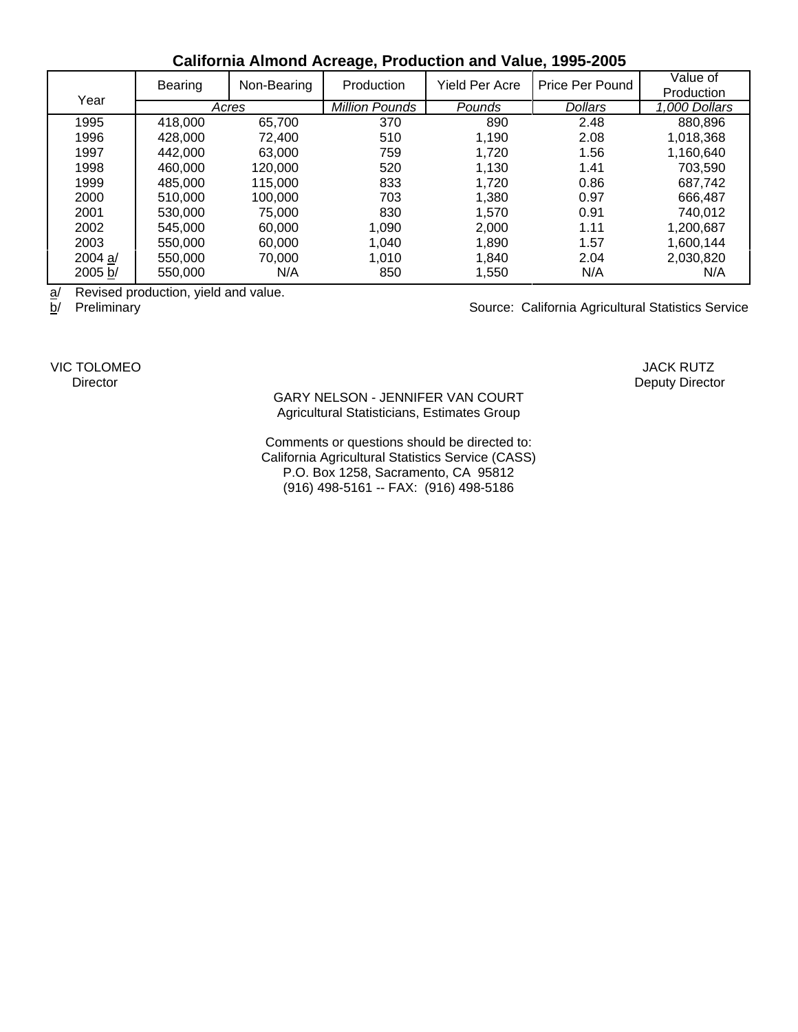**California Almond Acreage, Production and Value, 1995-2005**

| Year | Bearing | Non-Bearing | Production | Yield Per Acre | Price Per Pound | Value of Production |
|---|---|---|---|---|---|---|
| | *Acres* | | *Million Pounds* | *Pounds* | *Dollars* | *1,000 Dollars* |
| 1995 | 418,000 | 65,700 | 370 | 890 | 2.48 | 880,896 |
| 1996 | 428,000 | 72,400 | 510 | 1,190 | 2.08 | 1,018,368 |
| 1997 | 442,000 | 63,000 | 759 | 1,720 | 1.56 | 1,160,640 |
| 1998 | 460,000 | 120,000 | 520 | 1,130 | 1.41 | 703,590 |
| 1999 | 485,000 | 115,000 | 833 | 1,720 | 0.86 | 687,742 |
| 2000 | 510,000 | 100,000 | 703 | 1,380 | 0.97 | 666,487 |
| 2001 | 530,000 | 75,000 | 830 | 1,570 | 0.91 | 740,012 |
| 2002 | 545,000 | 60,000 | 1,090 | 2,000 | 1.11 | 1,200,687 |
| 2003 | 550,000 | 60,000 | 1,040 | 1,890 | 1.57 | 1,600,144 |
| 2004 a/ | 550,000 | 70,000 | 1,010 | 1,840 | 2.04 | 2,030,820 |
| 2005 b/ | 550,000 | N/A | 850 | 1,550 | N/A | N/A |

a/ Revised production, yield and value.
b/ Preliminary

Source: California Agricultural Statistics Service

VIC TOLOMEO
Director

JACK RUTZ
Deputy Director

GARY NELSON - JENNIFER VAN COURT
Agricultural Statisticians, Estimates Group

Comments or questions should be directed to:
California Agricultural Statistics Service (CASS)
P.O. Box 1258, Sacramento, CA 95812
(916) 498-5161 -- FAX: (916) 498-5186